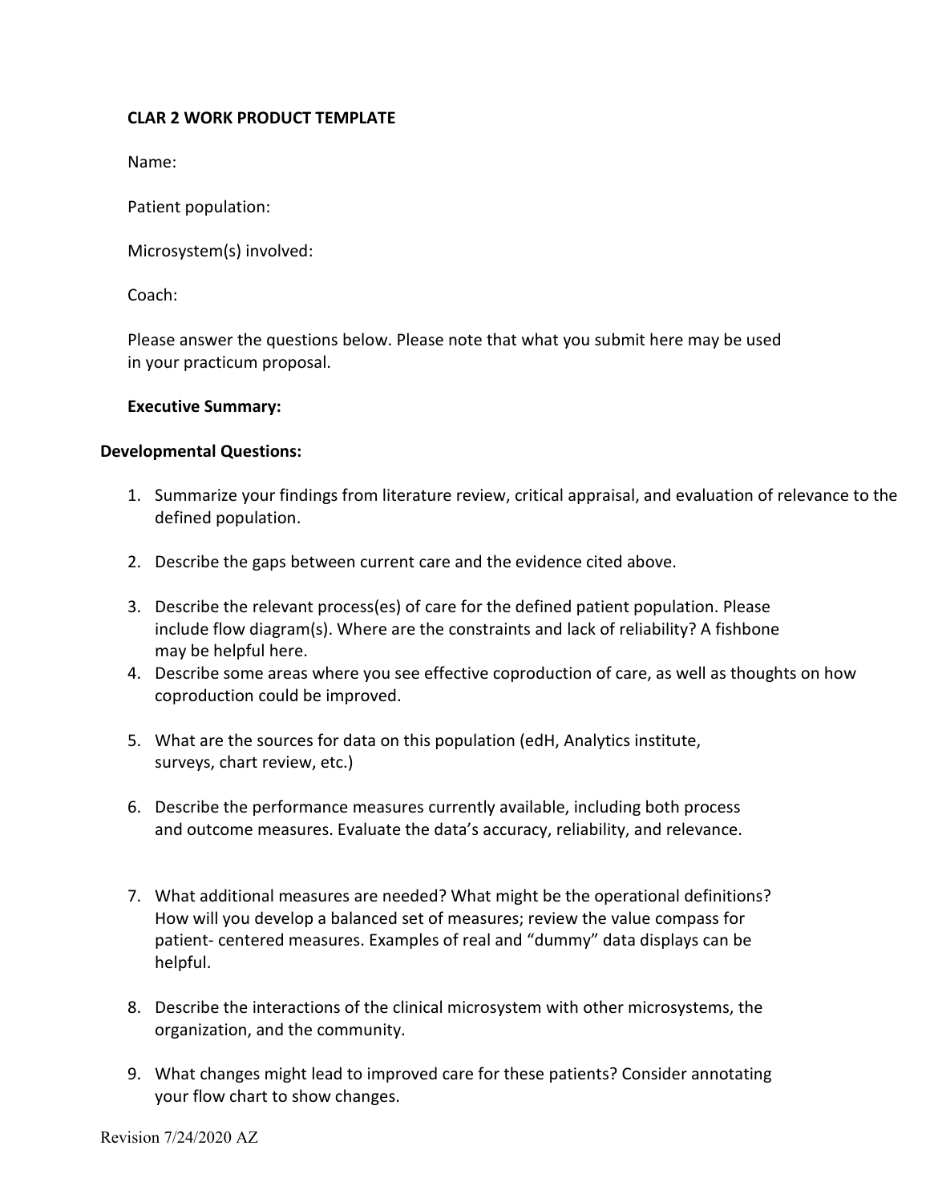**CLAR 2 WORK PRODUCT TEMPLATE**

Name:

Patient population:

Microsystem(s) involved:

Coach:

Please answer the questions below. Please note that what you submit here may be used in your practicum proposal.

**Executive Summary:**

**Developmental Questions:**

1. Summarize your findings from literature review, critical appraisal, and evaluation of relevance to the defined population.

2. Describe the gaps between current care and the evidence cited above.

3. Describe the relevant process(es) of care for the defined patient population. Please include flow diagram(s). Where are the constraints and lack of reliability? A fishbone may be helpful here.
4. Describe some areas where you see effective coproduction of care, as well as thoughts on how coproduction could be improved.

5. What are the sources for data on this population (edH, Analytics institute, surveys, chart review, etc.)

6. Describe the performance measures currently available, including both process and outcome measures. Evaluate the data's accuracy, reliability, and relevance.

7. What additional measures are needed? What might be the operational definitions? How will you develop a balanced set of measures; review the value compass for patient- centered measures. Examples of real and "dummy" data displays can be helpful.

8. Describe the interactions of the clinical microsystem with other microsystems, the organization, and the community.

9. What changes might lead to improved care for these patients? Consider annotating your flow chart to show changes.

Revision 7/24/2020 AZ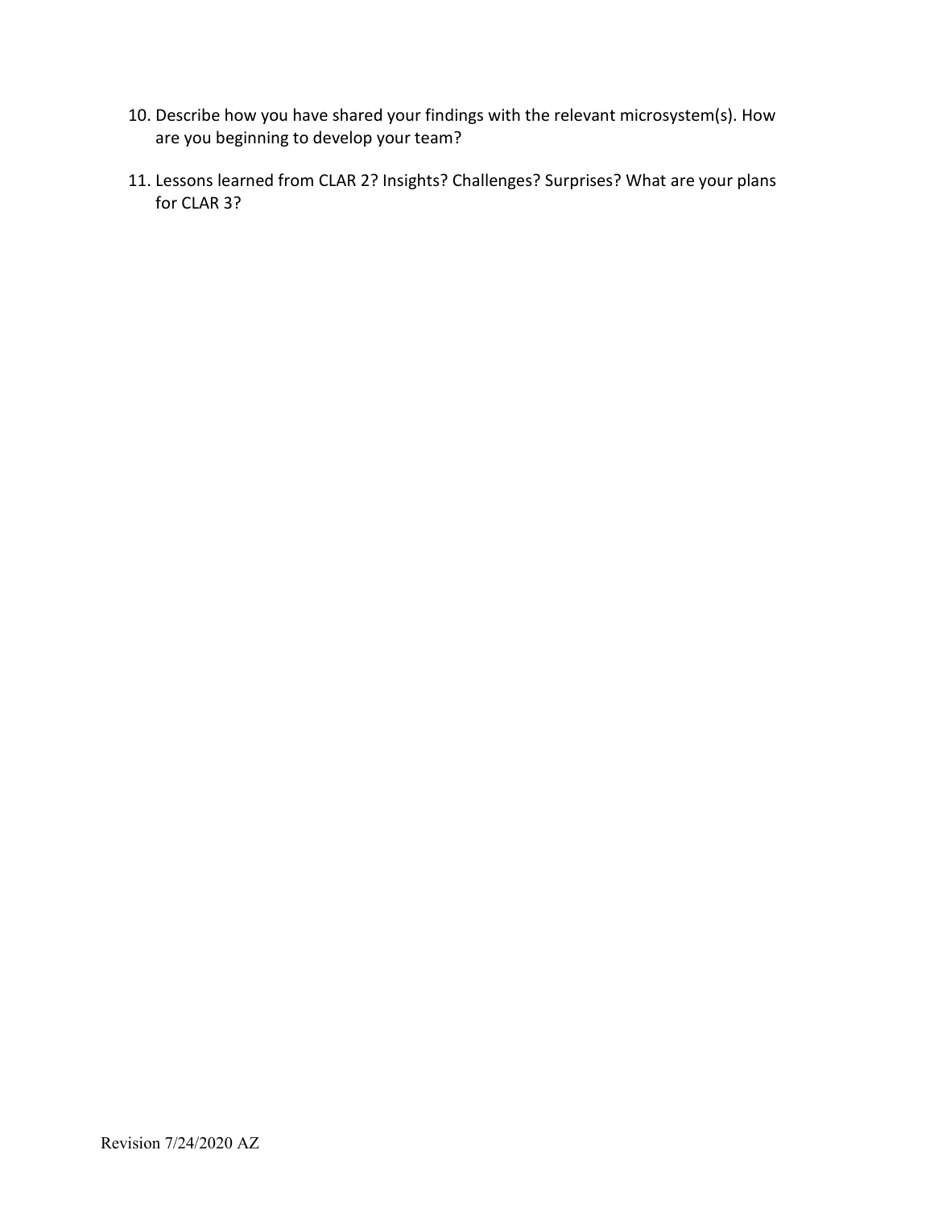10. Describe how you have shared your findings with the relevant microsystem(s). How are you beginning to develop your team?

11. Lessons learned from CLAR 2? Insights? Challenges? Surprises? What are your plans for CLAR 3?

Revision 7/24/2020 AZ